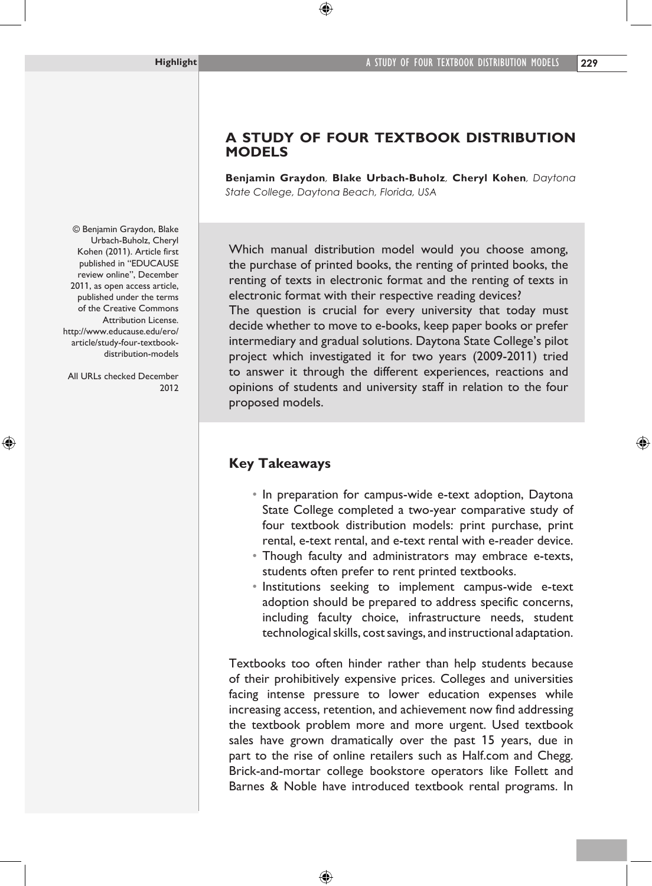# A STUDY OF FOUR TEXTBOOK DISTRIBUTION MODELS

**Benjamin Graydon**, **Blake Urbach-Buholz**, **Cheryl Kohen**, *Daytona State College, Daytona Beach, Florida, USA*

© Benjamin Graydon, Blake Urbach-Buholz, Cheryl Kohen (2011). Article first published in "EDUCAUSE review online", December 2011, as open access article, published under the terms of the Creative Commons Attribution License. http://www.educause.edu/ero/article/study-four-textbook-distribution-models

All URLs checked December 2012

Which manual distribution model would you choose among, the purchase of printed books, the renting of printed books, the renting of texts in electronic format and the renting of texts in electronic format with their respective reading devices?
The question is crucial for every university that today must decide whether to move to e-books, keep paper books or prefer intermediary and gradual solutions. Daytona State College's pilot project which investigated it for two years (2009-2011) tried to answer it through the different experiences, reactions and opinions of students and university staff in relation to the four proposed models.

## Key Takeaways

- In preparation for campus-wide e-text adoption, Daytona State College completed a two-year comparative study of four textbook distribution models: print purchase, print rental, e-text rental, and e-text rental with e-reader device.
- Though faculty and administrators may embrace e-texts, students often prefer to rent printed textbooks.
- Institutions seeking to implement campus-wide e-text adoption should be prepared to address specific concerns, including faculty choice, infrastructure needs, student technological skills, cost savings, and instructional adaptation.

Textbooks too often hinder rather than help students because of their prohibitively expensive prices. Colleges and universities facing intense pressure to lower education expenses while increasing access, retention, and achievement now find addressing the textbook problem more and more urgent. Used textbook sales have grown dramatically over the past 15 years, due in part to the rise of online retailers such as Half.com and Chegg. Brick-and-mortar college bookstore operators like Follett and Barnes & Noble have introduced textbook rental programs. In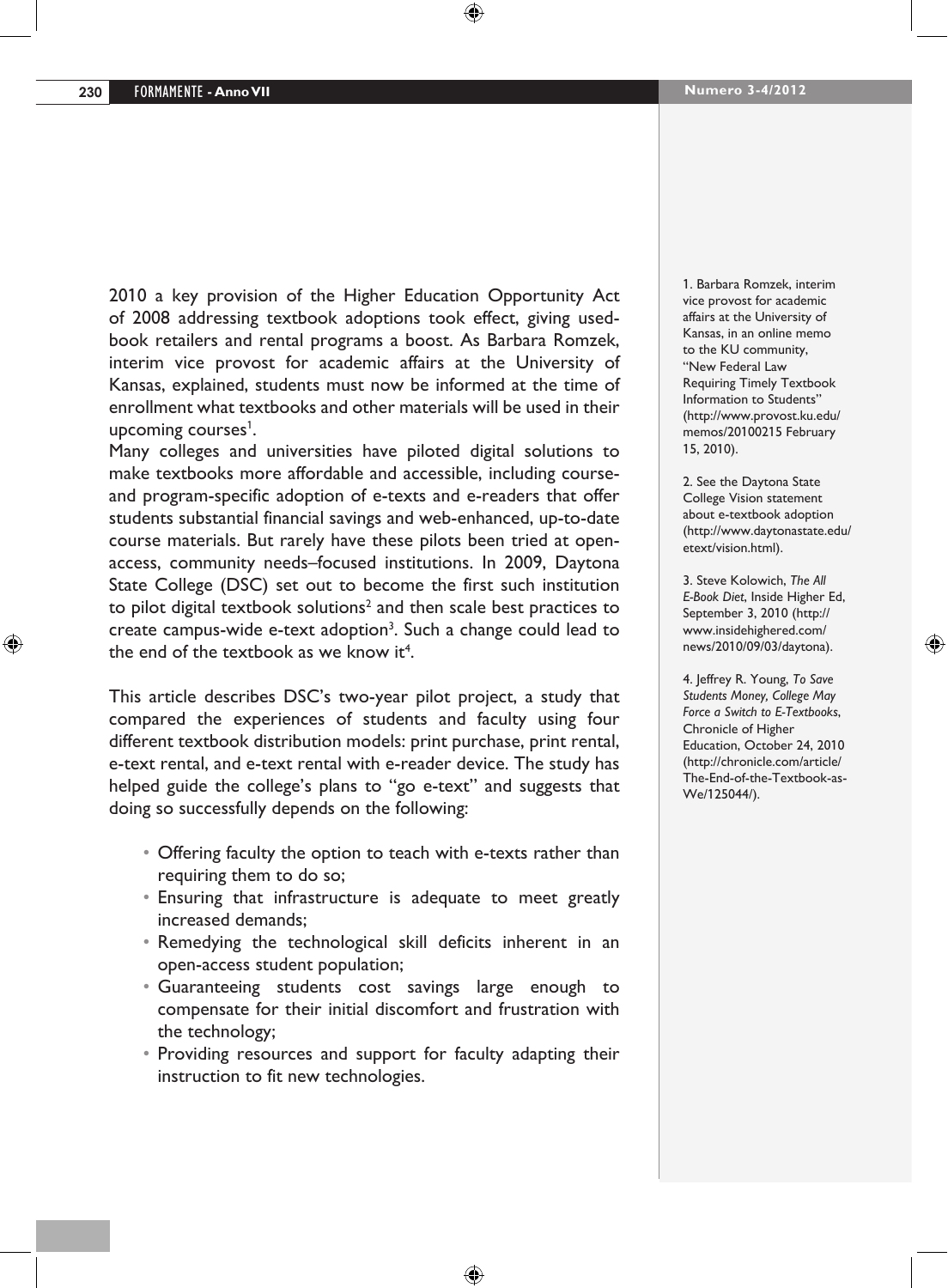2010 a key provision of the Higher Education Opportunity Act of 2008 addressing textbook adoptions took effect, giving used-book retailers and rental programs a boost. As Barbara Romzek, interim vice provost for academic affairs at the University of Kansas, explained, students must now be informed at the time of enrollment what textbooks and other materials will be used in their upcoming courses[1].

Many colleges and universities have piloted digital solutions to make textbooks more affordable and accessible, including course- and program-specific adoption of e-texts and e-readers that offer students substantial financial savings and web-enhanced, up-to-date course materials. But rarely have these pilots been tried at open-access, community needs–focused institutions. In 2009, Daytona State College (DSC) set out to become the first such institution to pilot digital textbook solutions[2] and then scale best practices to create campus-wide e-text adoption[3]. Such a change could lead to the end of the textbook as we know it[4].

This article describes DSC's two-year pilot project, a study that compared the experiences of students and faculty using four different textbook distribution models: print purchase, print rental, e-text rental, and e-text rental with e-reader device. The study has helped guide the college's plans to "go e-text" and suggests that doing so successfully depends on the following:

- Offering faculty the option to teach with e-texts rather than requiring them to do so;
- Ensuring that infrastructure is adequate to meet greatly increased demands;
- Remedying the technological skill deficits inherent in an open-access student population;
- Guaranteeing students cost savings large enough to compensate for their initial discomfort and frustration with the technology;
- Providing resources and support for faculty adapting their instruction to fit new technologies.

---

1. Barbara Romzek, interim vice provost for academic affairs at the University of Kansas, in an online memo to the KU community, "New Federal Law Requiring Timely Textbook Information to Students" (http://www.provost.ku.edu/memos/20100215 February 15, 2010).

2. See the Daytona State College Vision statement about e-textbook adoption (http://www.daytonastate.edu/etext/vision.html).

3. Steve Kolowich, *The All E-Book Diet*, Inside Higher Ed, September 3, 2010 (http://www.insidehighered.com/news/2010/09/03/daytona).

4. Jeffrey R. Young, *To Save Students Money, College May Force a Switch to E-Textbooks*, Chronicle of Higher Education, October 24, 2010 (http://chronicle.com/article/The-End-of-the-Textbook-as-We/125044/).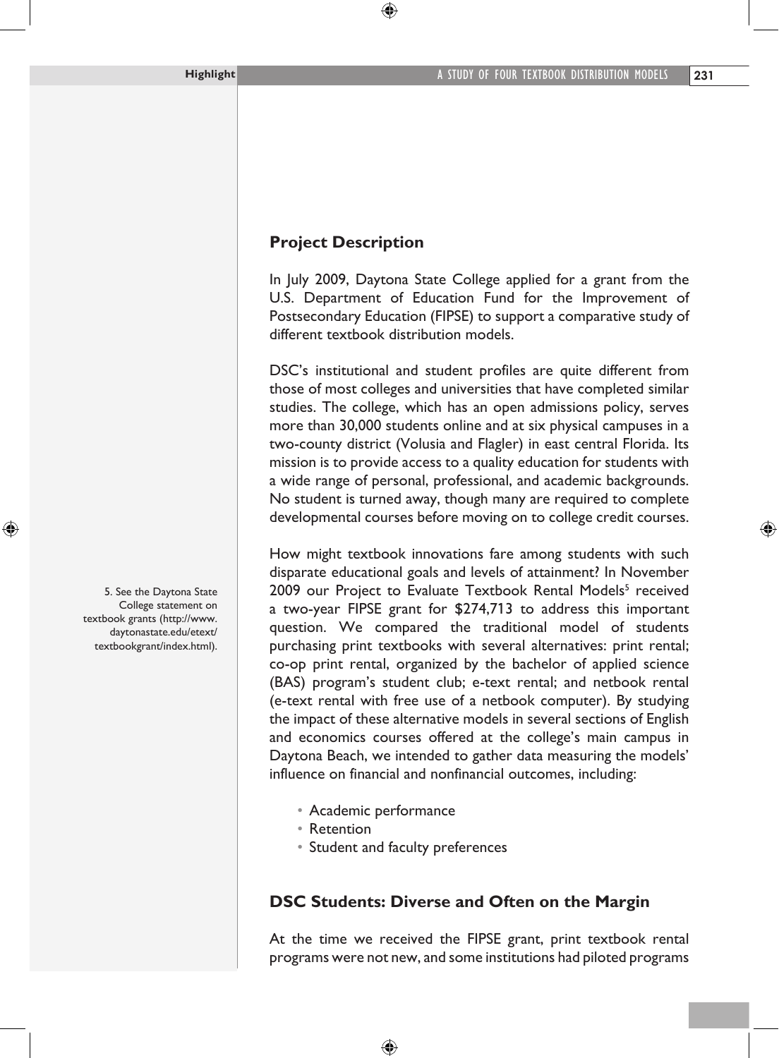## Project Description

In July 2009, Daytona State College applied for a grant from the U.S. Department of Education Fund for the Improvement of Postsecondary Education (FIPSE) to support a comparative study of different textbook distribution models.

DSC's institutional and student profiles are quite different from those of most colleges and universities that have completed similar studies. The college, which has an open admissions policy, serves more than 30,000 students online and at six physical campuses in a two-county district (Volusia and Flagler) in east central Florida. Its mission is to provide access to a quality education for students with a wide range of personal, professional, and academic backgrounds. No student is turned away, though many are required to complete developmental courses before moving on to college credit courses.

How might textbook innovations fare among students with such disparate educational goals and levels of attainment? In November 2009 our Project to Evaluate Textbook Rental Models[5] received a two-year FIPSE grant for $274,713 to address this important question. We compared the traditional model of students purchasing print textbooks with several alternatives: print rental; co-op print rental, organized by the bachelor of applied science (BAS) program's student club; e-text rental; and netbook rental (e-text rental with free use of a netbook computer). By studying the impact of these alternative models in several sections of English and economics courses offered at the college's main campus in Daytona Beach, we intended to gather data measuring the models' influence on financial and nonfinancial outcomes, including:

- Academic performance
- Retention
- Student and faculty preferences

5. See the Daytona State College statement on textbook grants (http://www.daytonastate.edu/etext/textbookgrant/index.html).

## DSC Students: Diverse and Often on the Margin

At the time we received the FIPSE grant, print textbook rental programs were not new, and some institutions had piloted programs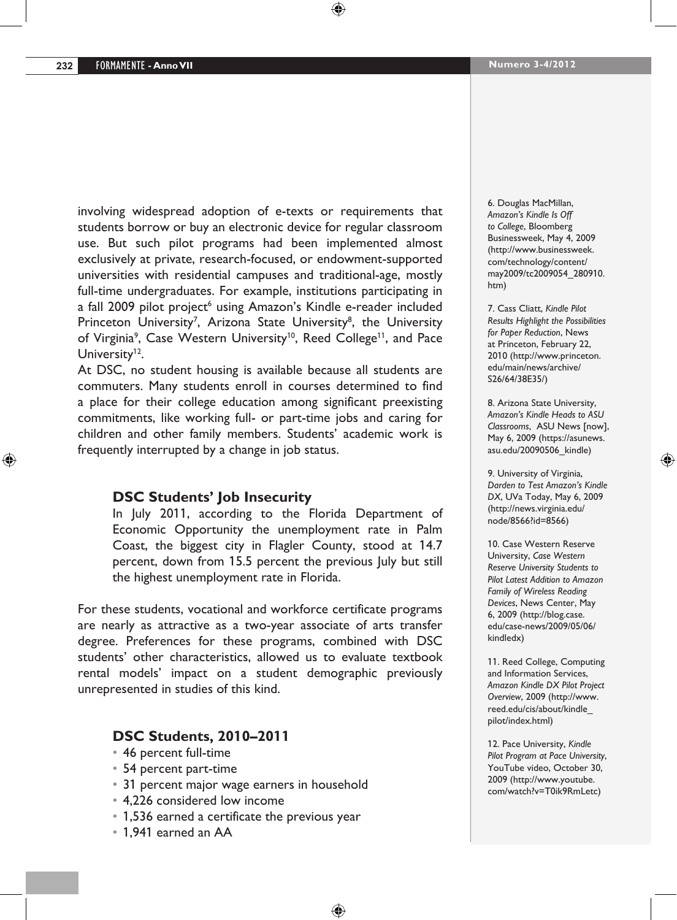involving widespread adoption of e-texts or requirements that students borrow or buy an electronic device for regular classroom use. But such pilot programs had been implemented almost exclusively at private, research-focused, or endowment-supported universities with residential campuses and traditional-age, mostly full-time undergraduates. For example, institutions participating in a fall 2009 pilot project[6] using Amazon's Kindle e-reader included Princeton University[7], Arizona State University[8], the University of Virginia[9], Case Western University[10], Reed College[11], and Pace University[12].

At DSC, no student housing is available because all students are commuters. Many students enroll in courses determined to find a place for their college education among significant preexisting commitments, like working full- or part-time jobs and caring for children and other family members. Students' academic work is frequently interrupted by a change in job status.

### DSC Students' Job Insecurity

In July 2011, according to the Florida Department of Economic Opportunity the unemployment rate in Palm Coast, the biggest city in Flagler County, stood at 14.7 percent, down from 15.5 percent the previous July but still the highest unemployment rate in Florida.

For these students, vocational and workforce certificate programs are nearly as attractive as a two-year associate of arts transfer degree. Preferences for these programs, combined with DSC students' other characteristics, allowed us to evaluate textbook rental models' impact on a student demographic previously unrepresented in studies of this kind.

### DSC Students, 2010–2011

- 46 percent full-time
- 54 percent part-time
- 31 percent major wage earners in household
- 4,226 considered low income
- 1,536 earned a certificate the previous year
- 1,941 earned an AA

---

6. Douglas MacMillan, *Amazon's Kindle Is Off to College*, Bloomberg Businessweek, May 4, 2009 (http://www.businessweek.com/technology/content/may2009/tc2009054_280910.htm)

7. Cass Cliatt, *Kindle Pilot Results Highlight the Possibilities for Paper Reduction*, News at Princeton, February 22, 2010 (http://www.princeton.edu/main/news/archive/S26/64/38E35/)

8. Arizona State University, *Amazon's Kindle Heads to ASU Classrooms*, ASU News [now], May 6, 2009 (https://asunews.asu.edu/20090506_kindle)

9. University of Virginia, *Darden to Test Amazon's Kindle DX*, UVa Today, May 6, 2009 (http://news.virginia.edu/node/8566?id=8566)

10. Case Western Reserve University, *Case Western Reserve University Students to Pilot Latest Addition to Amazon Family of Wireless Reading Devices*, News Center, May 6, 2009 (http://blog.case.edu/case-news/2009/05/06/kindledx)

11. Reed College, Computing and Information Services, *Amazon Kindle DX Pilot Project Overview*, 2009 (http://www.reed.edu/cis/about/kindle_pilot/index.html)

12. Pace University, *Kindle Pilot Program at Pace University*, YouTube video, October 30, 2009 (http://www.youtube.com/watch?v=T0ik9RmLetc)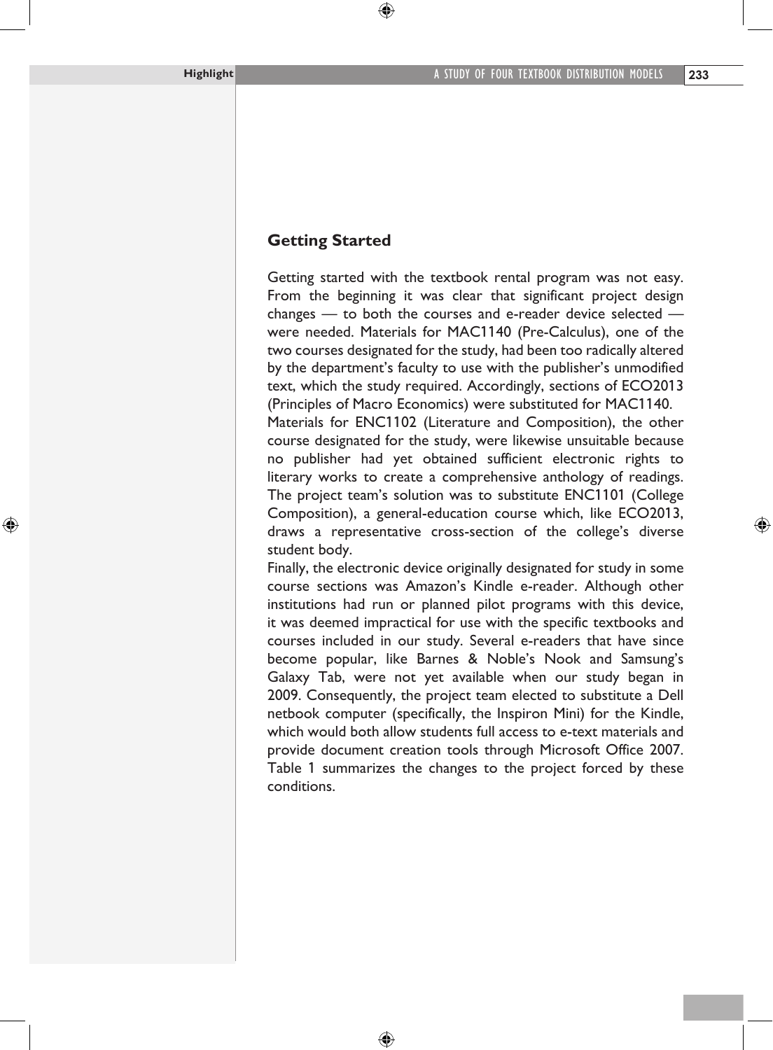## Getting Started

Getting started with the textbook rental program was not easy. From the beginning it was clear that significant project design changes — to both the courses and e-reader device selected — were needed. Materials for MAC1140 (Pre-Calculus), one of the two courses designated for the study, had been too radically altered by the department's faculty to use with the publisher's unmodified text, which the study required. Accordingly, sections of ECO2013 (Principles of Macro Economics) were substituted for MAC1140.

Materials for ENC1102 (Literature and Composition), the other course designated for the study, were likewise unsuitable because no publisher had yet obtained sufficient electronic rights to literary works to create a comprehensive anthology of readings. The project team's solution was to substitute ENC1101 (College Composition), a general-education course which, like ECO2013, draws a representative cross-section of the college's diverse student body.

Finally, the electronic device originally designated for study in some course sections was Amazon's Kindle e-reader. Although other institutions had run or planned pilot programs with this device, it was deemed impractical for use with the specific textbooks and courses included in our study. Several e-readers that have since become popular, like Barnes & Noble's Nook and Samsung's Galaxy Tab, were not yet available when our study began in 2009. Consequently, the project team elected to substitute a Dell netbook computer (specifically, the Inspiron Mini) for the Kindle, which would both allow students full access to e-text materials and provide document creation tools through Microsoft Office 2007. Table 1 summarizes the changes to the project forced by these conditions.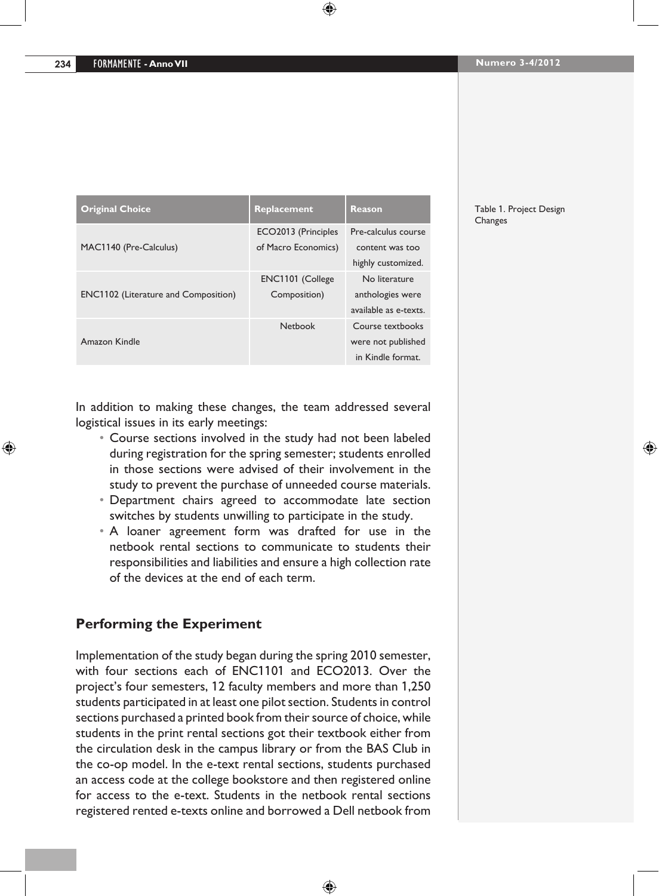Table 1. Project Design Changes

| Original Choice | Replacement | Reason |
| --- | --- | --- |
| MAC1140 (Pre-Calculus) | ECO2013 (Principles of Macro Economics) | Pre-calculus course content was too highly customized. |
| ENC1102 (Literature and Composition) | ENC1101 (College Composition) | No literature anthologies were available as e-texts. |
| Amazon Kindle | Netbook | Course textbooks were not published in Kindle format. |

In addition to making these changes, the team addressed several logistical issues in its early meetings:

- Course sections involved in the study had not been labeled during registration for the spring semester; students enrolled in those sections were advised of their involvement in the study to prevent the purchase of unneeded course materials.
- Department chairs agreed to accommodate late section switches by students unwilling to participate in the study.
- A loaner agreement form was drafted for use in the netbook rental sections to communicate to students their responsibilities and liabilities and ensure a high collection rate of the devices at the end of each term.

## Performing the Experiment

Implementation of the study began during the spring 2010 semester, with four sections each of ENC1101 and ECO2013. Over the project's four semesters, 12 faculty members and more than 1,250 students participated in at least one pilot section. Students in control sections purchased a printed book from their source of choice, while students in the print rental sections got their textbook either from the circulation desk in the campus library or from the BAS Club in the co-op model. In the e-text rental sections, students purchased an access code at the college bookstore and then registered online for access to the e-text. Students in the netbook rental sections registered rented e-texts online and borrowed a Dell netbook from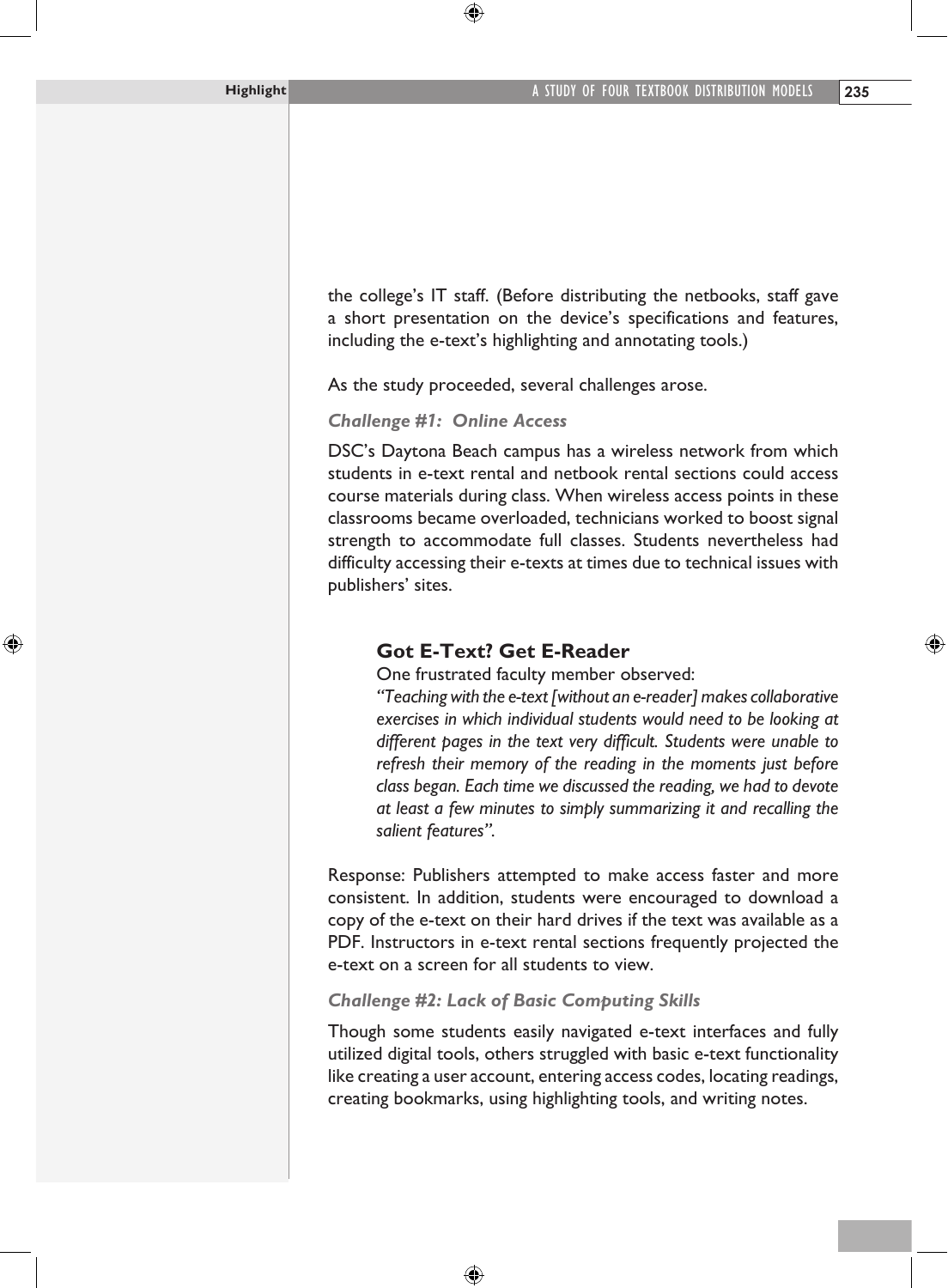the college's IT staff. (Before distributing the netbooks, staff gave a short presentation on the device's specifications and features, including the e-text's highlighting and annotating tools.)

As the study proceeded, several challenges arose.

### *Challenge #1: Online Access*

DSC's Daytona Beach campus has a wireless network from which students in e-text rental and netbook rental sections could access course materials during class. When wireless access points in these classrooms became overloaded, technicians worked to boost signal strength to accommodate full classes. Students nevertheless had difficulty accessing their e-texts at times due to technical issues with publishers' sites.

> **Got E-Text? Get E-Reader**
>
> One frustrated faculty member observed:
>
> *"Teaching with the e-text [without an e-reader] makes collaborative exercises in which individual students would need to be looking at different pages in the text very difficult. Students were unable to refresh their memory of the reading in the moments just before class began. Each time we discussed the reading, we had to devote at least a few minutes to simply summarizing it and recalling the salient features".*

Response: Publishers attempted to make access faster and more consistent. In addition, students were encouraged to download a copy of the e-text on their hard drives if the text was available as a PDF. Instructors in e-text rental sections frequently projected the e-text on a screen for all students to view.

### *Challenge #2: Lack of Basic Computing Skills*

Though some students easily navigated e-text interfaces and fully utilized digital tools, others struggled with basic e-text functionality like creating a user account, entering access codes, locating readings, creating bookmarks, using highlighting tools, and writing notes.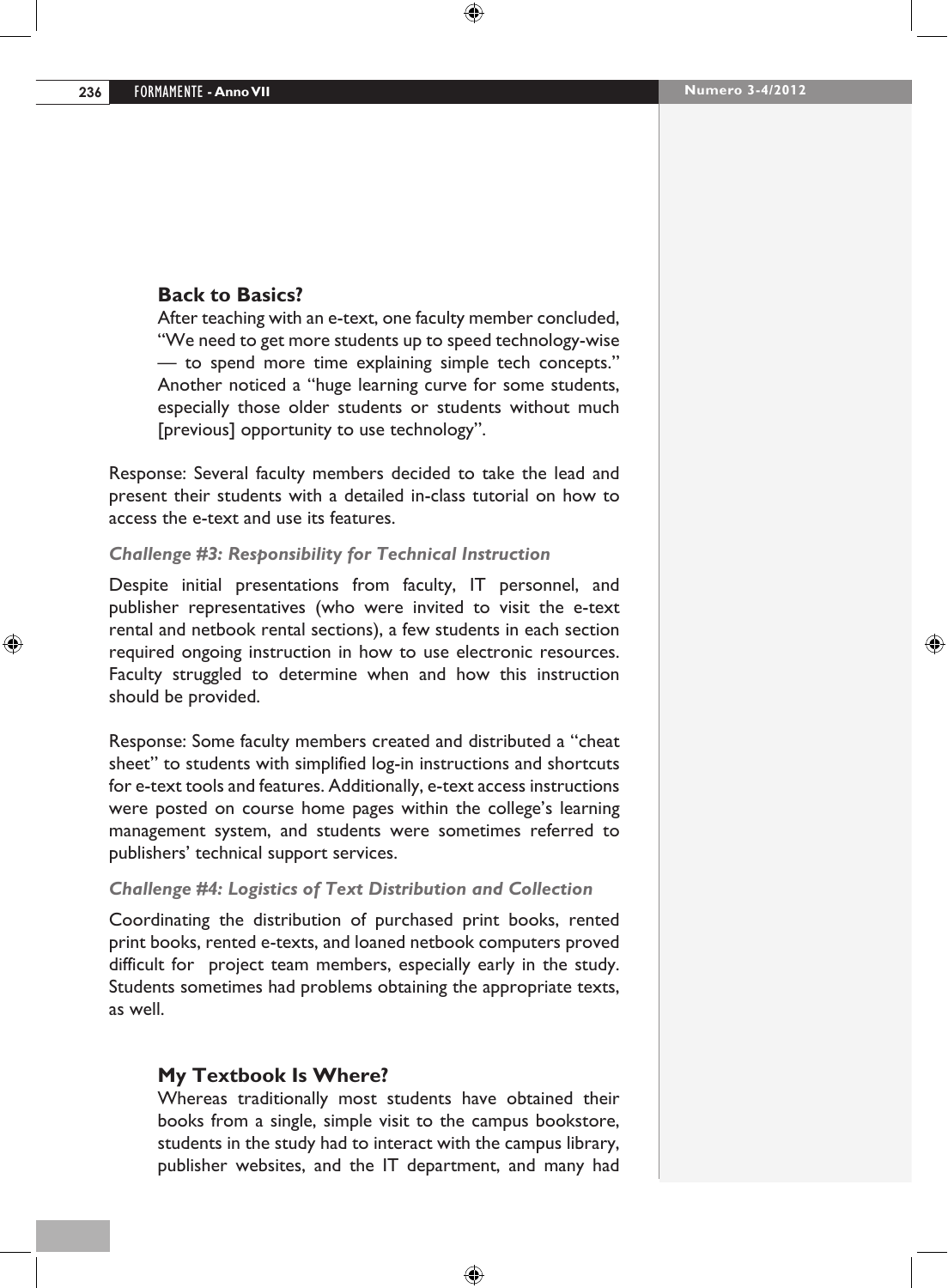### Back to Basics?

After teaching with an e-text, one faculty member concluded, "We need to get more students up to speed technology-wise — to spend more time explaining simple tech concepts." Another noticed a "huge learning curve for some students, especially those older students or students without much [previous] opportunity to use technology".

Response: Several faculty members decided to take the lead and present their students with a detailed in-class tutorial on how to access the e-text and use its features.

#### *Challenge #3: Responsibility for Technical Instruction*

Despite initial presentations from faculty, IT personnel, and publisher representatives (who were invited to visit the e-text rental and netbook rental sections), a few students in each section required ongoing instruction in how to use electronic resources. Faculty struggled to determine when and how this instruction should be provided.

Response: Some faculty members created and distributed a "cheat sheet" to students with simplified log-in instructions and shortcuts for e-text tools and features. Additionally, e-text access instructions were posted on course home pages within the college's learning management system, and students were sometimes referred to publishers' technical support services.

#### *Challenge #4: Logistics of Text Distribution and Collection*

Coordinating the distribution of purchased print books, rented print books, rented e-texts, and loaned netbook computers proved difficult for project team members, especially early in the study. Students sometimes had problems obtaining the appropriate texts, as well.

### My Textbook Is Where?

Whereas traditionally most students have obtained their books from a single, simple visit to the campus bookstore, students in the study had to interact with the campus library, publisher websites, and the IT department, and many had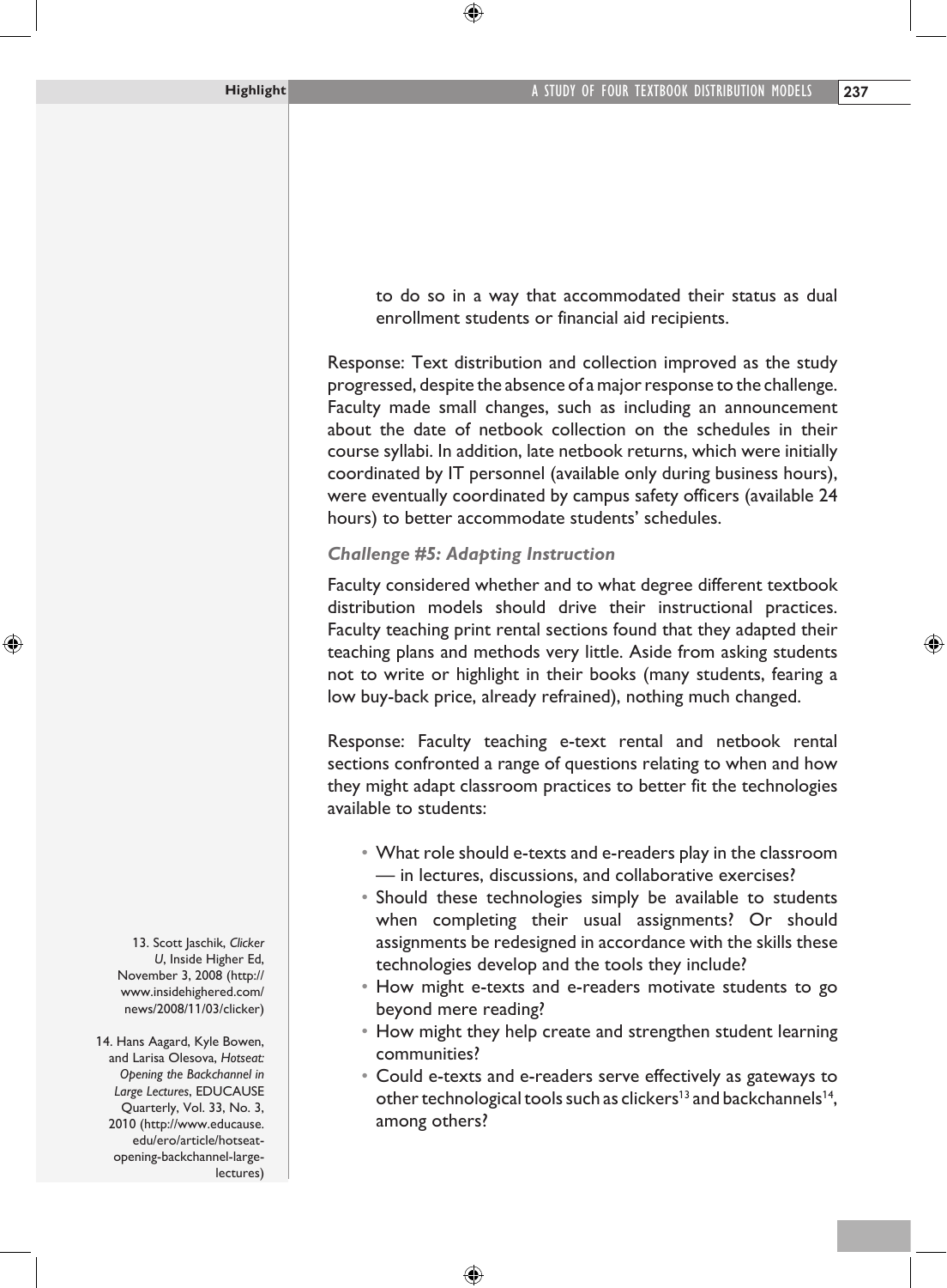to do so in a way that accommodated their status as dual enrollment students or financial aid recipients.

Response: Text distribution and collection improved as the study progressed, despite the absence of a major response to the challenge. Faculty made small changes, such as including an announcement about the date of netbook collection on the schedules in their course syllabi. In addition, late netbook returns, which were initially coordinated by IT personnel (available only during business hours), were eventually coordinated by campus safety officers (available 24 hours) to better accommodate students' schedules.

### *Challenge #5: Adapting Instruction*

Faculty considered whether and to what degree different textbook distribution models should drive their instructional practices. Faculty teaching print rental sections found that they adapted their teaching plans and methods very little. Aside from asking students not to write or highlight in their books (many students, fearing a low buy-back price, already refrained), nothing much changed.

Response: Faculty teaching e-text rental and netbook rental sections confronted a range of questions relating to when and how they might adapt classroom practices to better fit the technologies available to students:

- What role should e-texts and e-readers play in the classroom — in lectures, discussions, and collaborative exercises?
- Should these technologies simply be available to students when completing their usual assignments? Or should assignments be redesigned in accordance with the skills these technologies develop and the tools they include?
- How might e-texts and e-readers motivate students to go beyond mere reading?
- How might they help create and strengthen student learning communities?
- Could e-texts and e-readers serve effectively as gateways to other technological tools such as clickers[13] and backchannels[14], among others?

13. Scott Jaschik, *Clicker U*, Inside Higher Ed, November 3, 2008 (http://www.insidehighered.com/news/2008/11/03/clicker)

14. Hans Aagard, Kyle Bowen, and Larisa Olesova, *Hotseat: Opening the Backchannel in Large Lectures*, EDUCAUSE Quarterly, Vol. 33, No. 3, 2010 (http://www.educause.edu/ero/article/hotseat-opening-backchannel-large-lectures)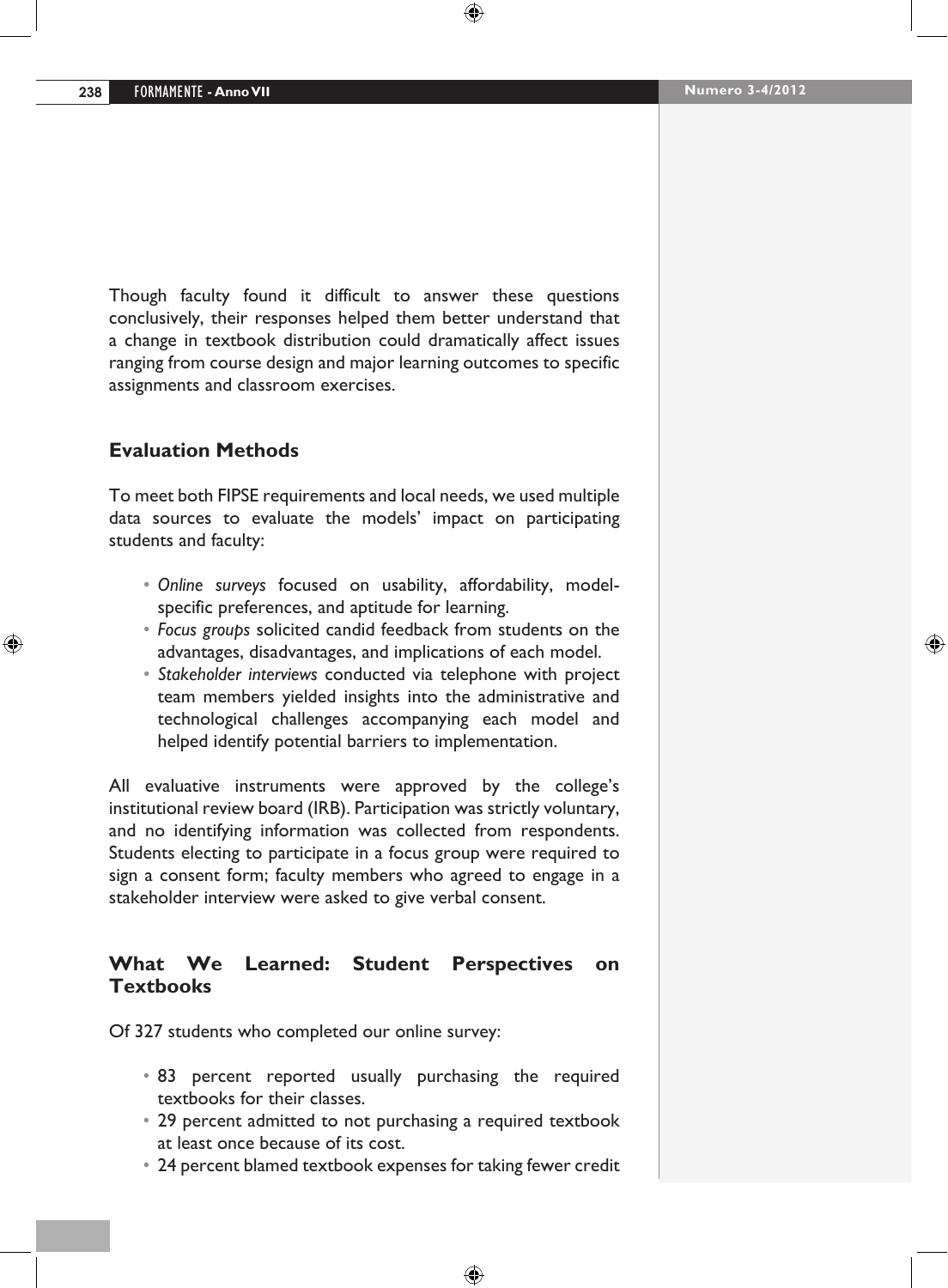Though faculty found it difficult to answer these questions conclusively, their responses helped them better understand that a change in textbook distribution could dramatically affect issues ranging from course design and major learning outcomes to specific assignments and classroom exercises.

## Evaluation Methods

To meet both FIPSE requirements and local needs, we used multiple data sources to evaluate the models' impact on participating students and faculty:

- *Online surveys* focused on usability, affordability, model-specific preferences, and aptitude for learning.
- *Focus groups* solicited candid feedback from students on the advantages, disadvantages, and implications of each model.
- *Stakeholder interviews* conducted via telephone with project team members yielded insights into the administrative and technological challenges accompanying each model and helped identify potential barriers to implementation.

All evaluative instruments were approved by the college's institutional review board (IRB). Participation was strictly voluntary, and no identifying information was collected from respondents. Students electing to participate in a focus group were required to sign a consent form; faculty members who agreed to engage in a stakeholder interview were asked to give verbal consent.

## What We Learned: Student Perspectives on Textbooks

Of 327 students who completed our online survey:

- 83 percent reported usually purchasing the required textbooks for their classes.
- 29 percent admitted to not purchasing a required textbook at least once because of its cost.
- 24 percent blamed textbook expenses for taking fewer credit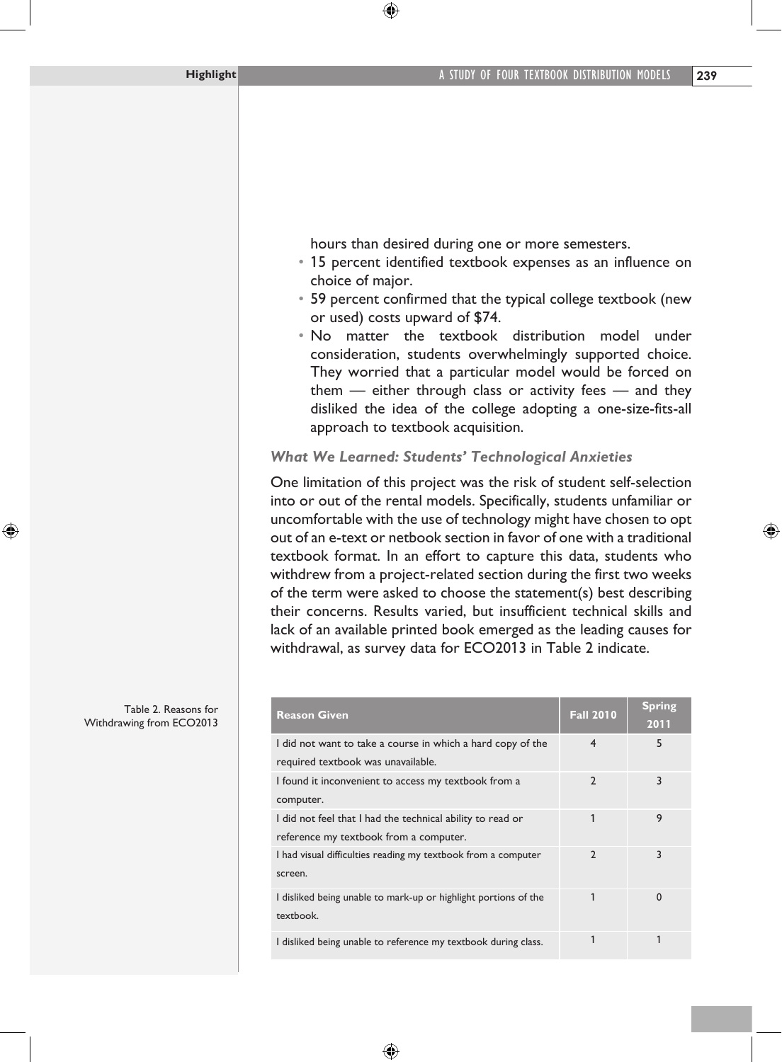hours than desired during one or more semesters.

- 15 percent identified textbook expenses as an influence on choice of major.
- 59 percent confirmed that the typical college textbook (new or used) costs upward of $74.
- No matter the textbook distribution model under consideration, students overwhelmingly supported choice. They worried that a particular model would be forced on them — either through class or activity fees — and they disliked the idea of the college adopting a one-size-fits-all approach to textbook acquisition.

### *What We Learned: Students' Technological Anxieties*

One limitation of this project was the risk of student self-selection into or out of the rental models. Specifically, students unfamiliar or uncomfortable with the use of technology might have chosen to opt out of an e-text or netbook section in favor of one with a traditional textbook format. In an effort to capture this data, students who withdrew from a project-related section during the first two weeks of the term were asked to choose the statement(s) best describing their concerns. Results varied, but insufficient technical skills and lack of an available printed book emerged as the leading causes for withdrawal, as survey data for ECO2013 in Table 2 indicate.

Table 2. Reasons for Withdrawing from ECO2013

| Reason Given | Fall 2010 | Spring 2011 |
| --- | --- | --- |
| I did not want to take a course in which a hard copy of the required textbook was unavailable. | 4 | 5 |
| I found it inconvenient to access my textbook from a computer. | 2 | 3 |
| I did not feel that I had the technical ability to read or reference my textbook from a computer. | 1 | 9 |
| I had visual difficulties reading my textbook from a computer screen. | 2 | 3 |
| I disliked being unable to mark-up or highlight portions of the textbook. | 1 | 0 |
| I disliked being unable to reference my textbook during class. | 1 | 1 |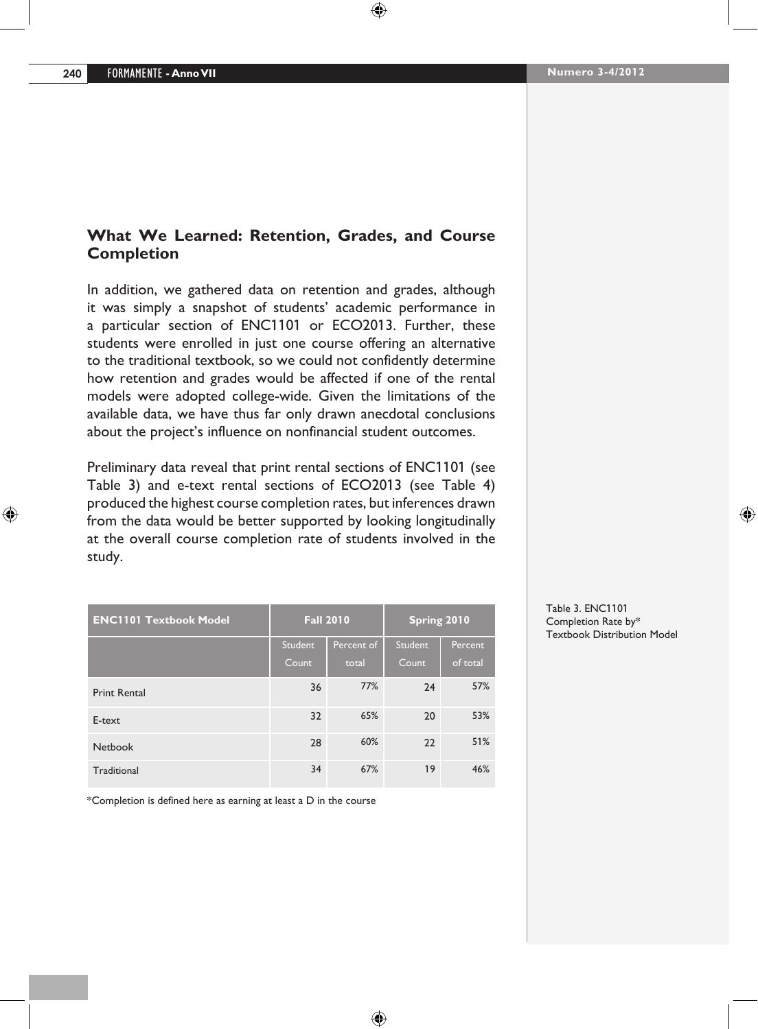## What We Learned: Retention, Grades, and Course Completion

In addition, we gathered data on retention and grades, although it was simply a snapshot of students' academic performance in a particular section of ENC1101 or ECO2013. Further, these students were enrolled in just one course offering an alternative to the traditional textbook, so we could not confidently determine how retention and grades would be affected if one of the rental models were adopted college-wide. Given the limitations of the available data, we have thus far only drawn anecdotal conclusions about the project's influence on nonfinancial student outcomes.

Preliminary data reveal that print rental sections of ENC1101 (see Table 3) and e-text rental sections of ECO2013 (see Table 4) produced the highest course completion rates, but inferences drawn from the data would be better supported by looking longitudinally at the overall course completion rate of students involved in the study.

Table 3. ENC1101 Completion Rate by* Textbook Distribution Model

| ENC1101 Textbook Model | Fall 2010 | | Spring 2010 | |
|---|---|---|---|---|
| | Student Count | Percent of total | Student Count | Percent of total |
| Print Rental | 36 | 77% | 24 | 57% |
| E-text | 32 | 65% | 20 | 53% |
| Netbook | 28 | 60% | 22 | 51% |
| Traditional | 34 | 67% | 19 | 46% |

*Completion is defined here as earning at least a D in the course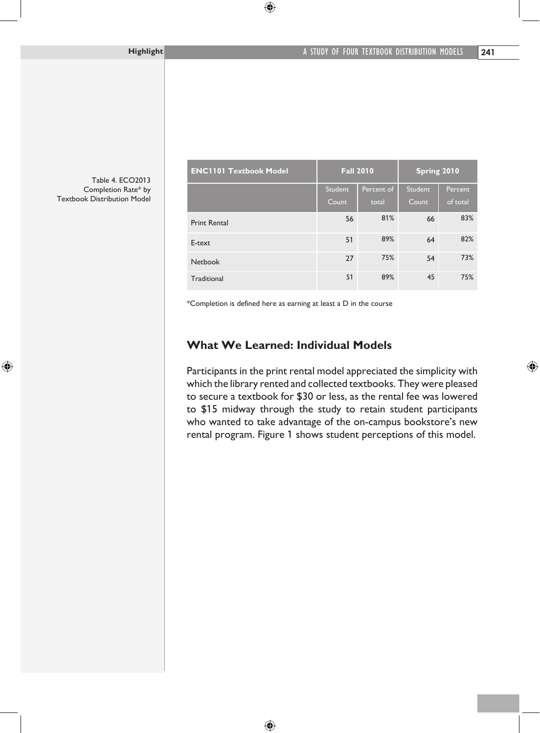Table 4. ECO2013 Completion Rate* by Textbook Distribution Model

| ENC1101 Textbook Model | Fall 2010 | | Spring 2010 | |
|---|---|---|---|---|
| | Student Count | Percent of total | Student Count | Percent of total |
| Print Rental | 56 | 81% | 66 | 83% |
| E-text | 51 | 89% | 64 | 82% |
| Netbook | 27 | 75% | 54 | 73% |
| Traditional | 51 | 89% | 45 | 75% |

*Completion is defined here as earning at least a D in the course

## What We Learned: Individual Models

Participants in the print rental model appreciated the simplicity with which the library rented and collected textbooks. They were pleased to secure a textbook for $30 or less, as the rental fee was lowered to $15 midway through the study to retain student participants who wanted to take advantage of the on-campus bookstore's new rental program. Figure 1 shows student perceptions of this model.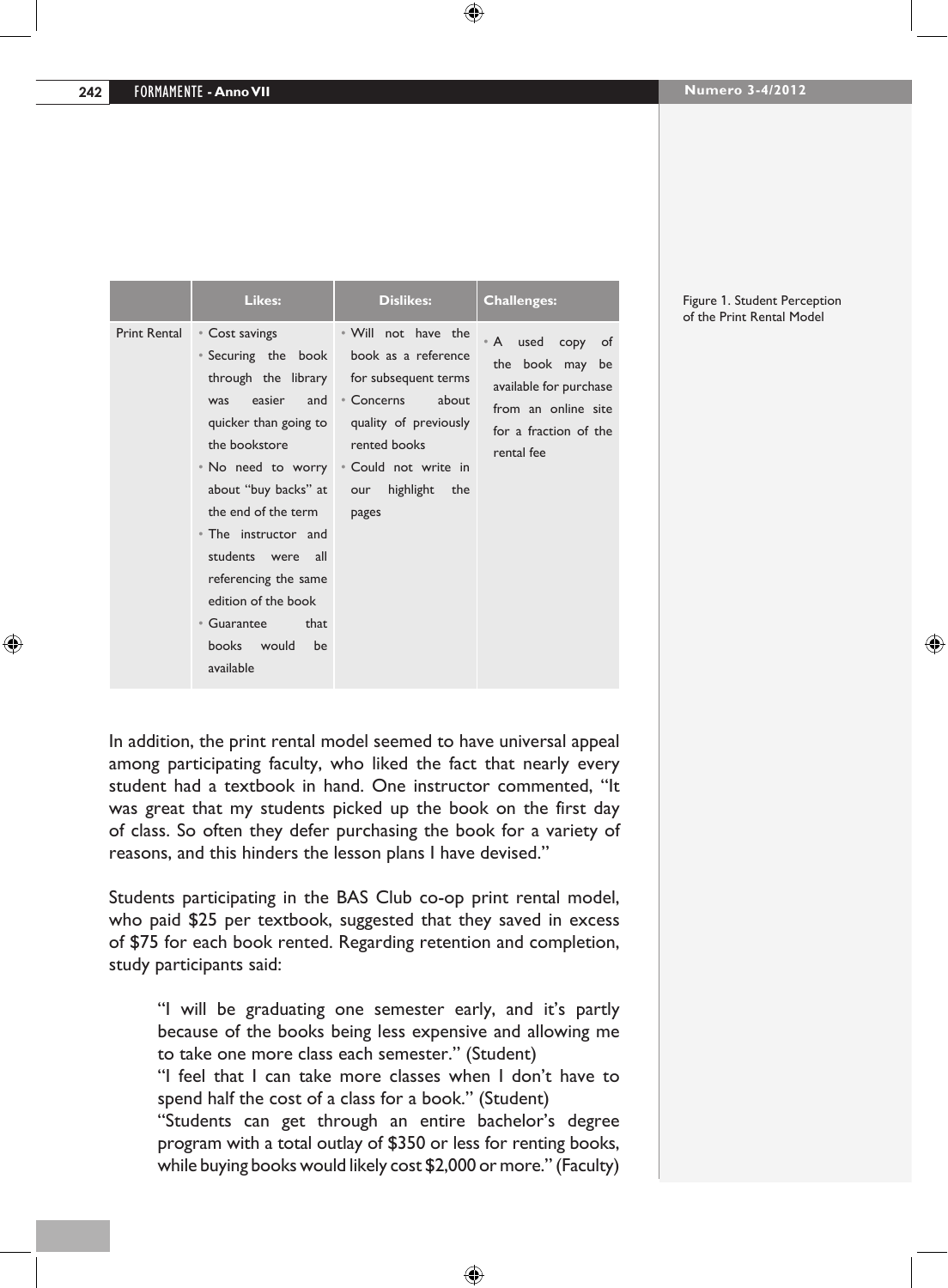| | Likes: | Dislikes: | Challenges: |
|---|---|---|---|
| Print Rental | • Cost savings<br>• Securing the book through the library was easier and quicker than going to the bookstore<br>• No need to worry about "buy backs" at the end of the term<br>• The instructor and students were all referencing the same edition of the book<br>• Guarantee that books would be available | • Will not have the book as a reference for subsequent terms<br>• Concerns about quality of previously rented books<br>• Could not write in our highlight the pages | • A used copy of the book may be available for purchase from an online site for a fraction of the rental fee |

Figure 1. Student Perception of the Print Rental Model

In addition, the print rental model seemed to have universal appeal among participating faculty, who liked the fact that nearly every student had a textbook in hand. One instructor commented, "It was great that my students picked up the book on the first day of class. So often they defer purchasing the book for a variety of reasons, and this hinders the lesson plans I have devised."

Students participating in the BAS Club co-op print rental model, who paid $25 per textbook, suggested that they saved in excess of $75 for each book rented. Regarding retention and completion, study participants said:

> "I will be graduating one semester early, and it's partly because of the books being less expensive and allowing me to take one more class each semester." (Student)
> "I feel that I can take more classes when I don't have to spend half the cost of a class for a book." (Student)
> "Students can get through an entire bachelor's degree program with a total outlay of $350 or less for renting books, while buying books would likely cost $2,000 or more." (Faculty)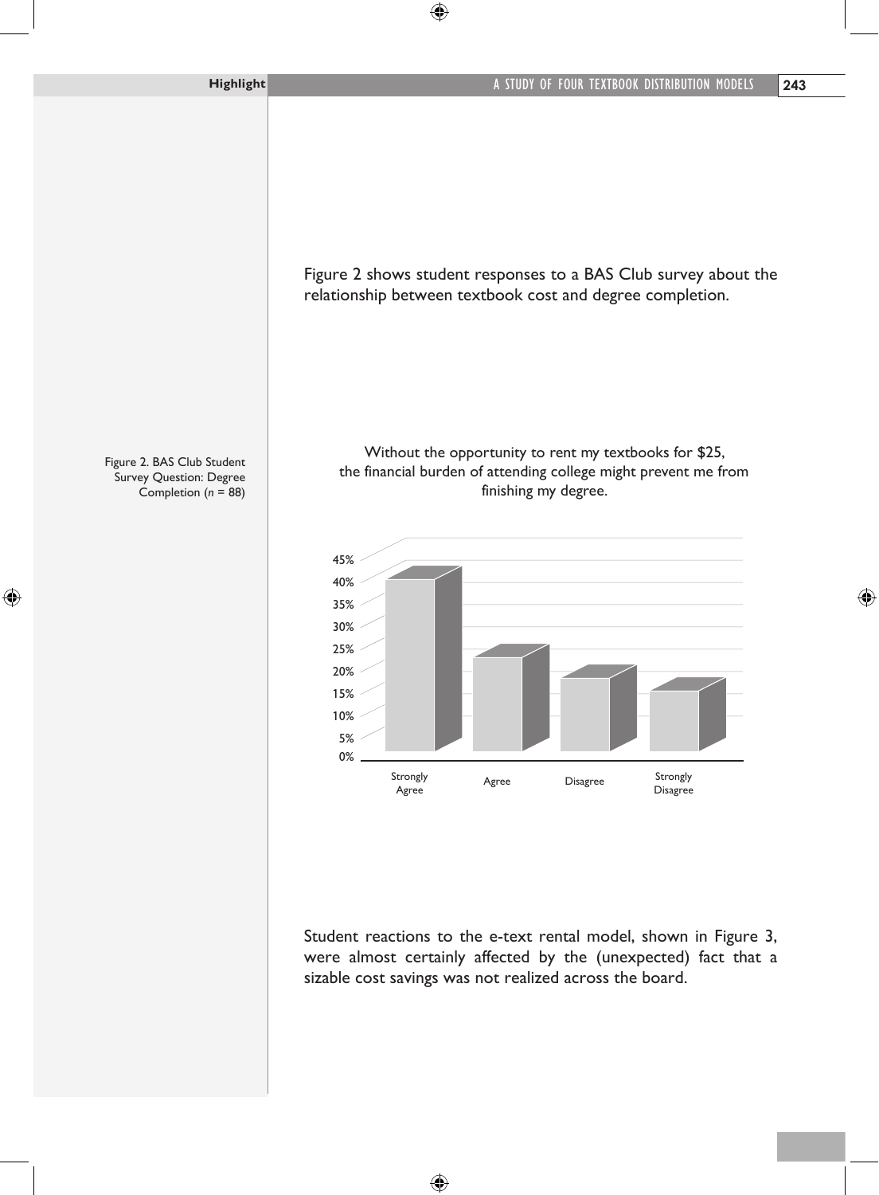Figure 2 shows student responses to a BAS Club survey about the relationship between textbook cost and degree completion.

Figure 2. BAS Club Student Survey Question: Degree Completion ($n$ = 88)

Without the opportunity to rent my textbooks for $25, the financial burden of attending college might prevent me from finishing my degree.

Student reactions to the e-text rental model, shown in Figure 3, were almost certainly affected by the (unexpected) fact that a sizable cost savings was not realized across the board.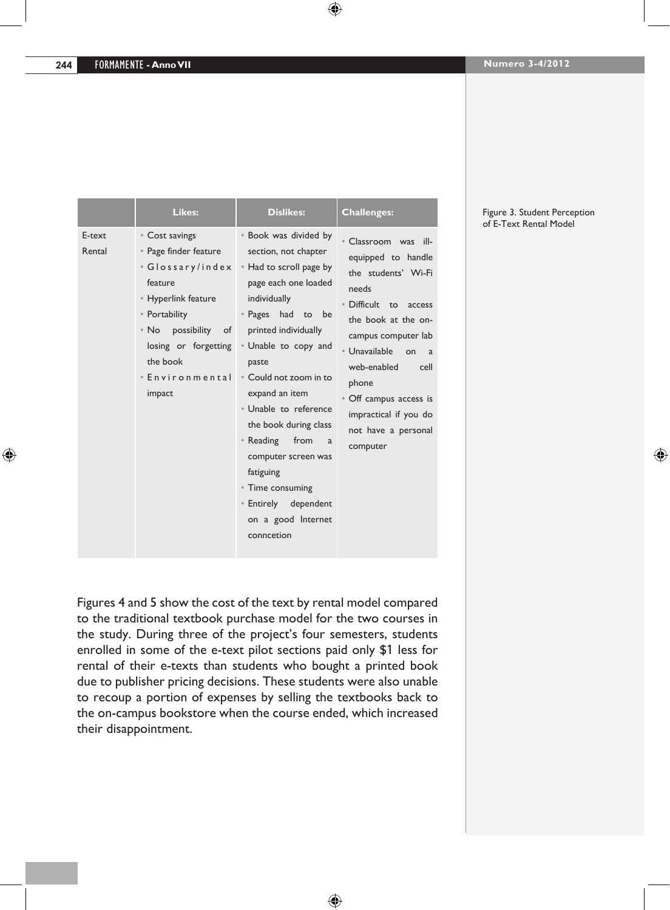| | Likes: | Dislikes: | Challenges: |
|---|---|---|---|
| E-text Rental | • Cost savings<br>• Page finder feature<br>• Glossary/index feature<br>• Hyperlink feature<br>• Portability<br>• No possibility of losing or forgetting the book<br>• Environmental impact | • Book was divided by section, not chapter<br>• Had to scroll page by page each one loaded individually<br>• Pages had to be printed individually<br>• Unable to copy and paste<br>• Could not zoom in to expand an item<br>• Unable to reference the book during class<br>• Reading from a computer screen was fatiguing<br>• Time consuming<br>• Entirely dependent on a good Internet conncetion | • Classroom was ill-equipped to handle the students' Wi-Fi needs<br>• Difficult to access the book at the on-campus computer lab<br>• Unavailable on a web-enabled cell phone<br>• Off campus access is impractical if you do not have a personal computer |

Figure 3. Student Perception of E-Text Rental Model

Figures 4 and 5 show the cost of the text by rental model compared to the traditional textbook purchase model for the two courses in the study. During three of the project's four semesters, students enrolled in some of the e-text pilot sections paid only $1 less for rental of their e-texts than students who bought a printed book due to publisher pricing decisions. These students were also unable to recoup a portion of expenses by selling the textbooks back to the on-campus bookstore when the course ended, which increased their disappointment.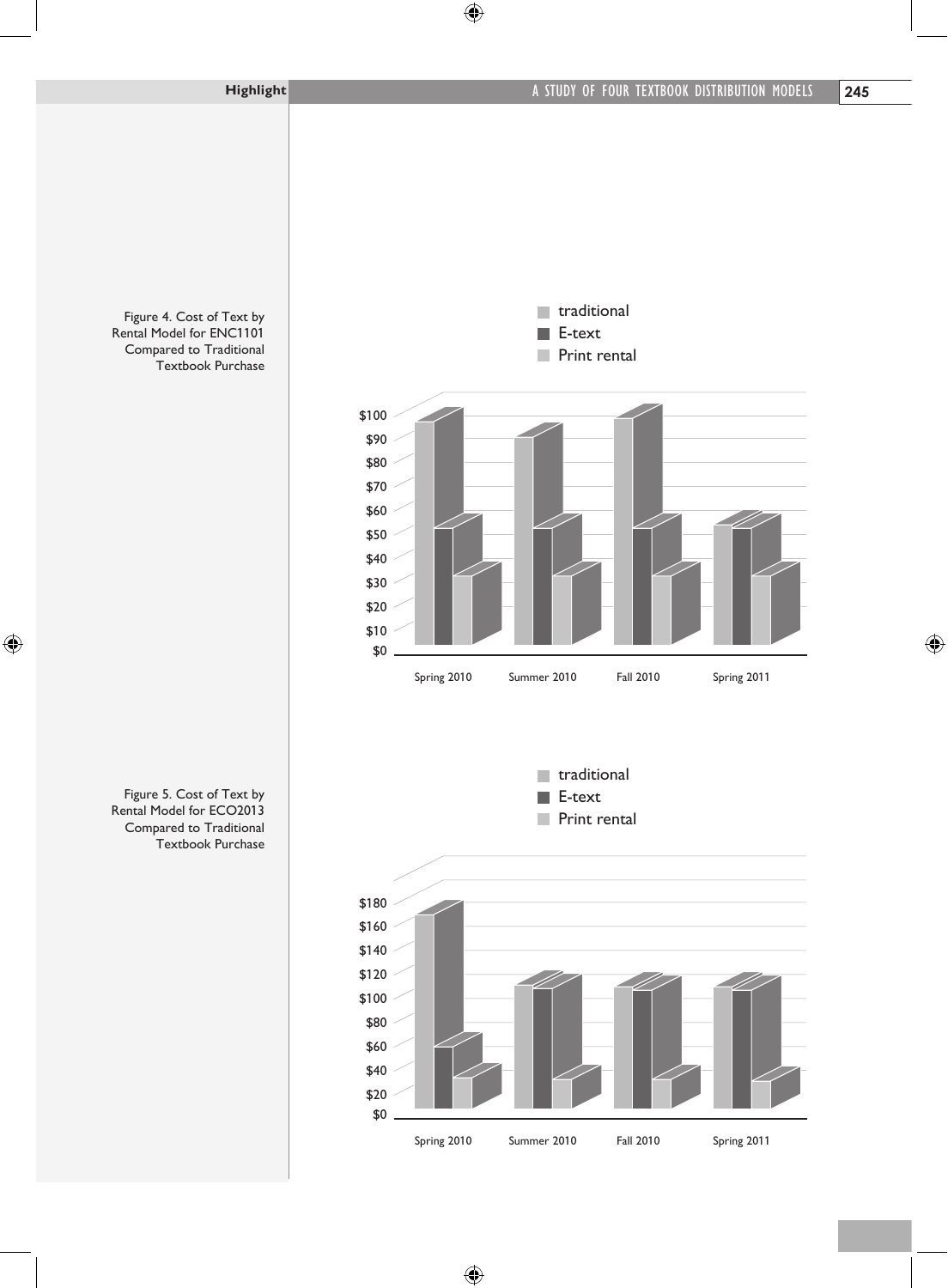Figure 4. Cost of Text by Rental Model for ENC1101 Compared to Traditional Textbook Purchase

Figure 5. Cost of Text by Rental Model for ECO2013 Compared to Traditional Textbook Purchase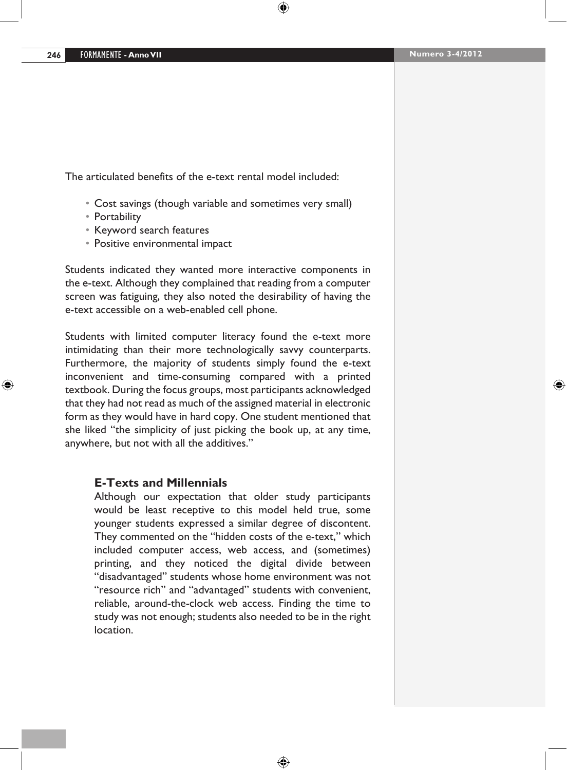The articulated benefits of the e-text rental model included:

- Cost savings (though variable and sometimes very small)
- Portability
- Keyword search features
- Positive environmental impact

Students indicated they wanted more interactive components in the e-text. Although they complained that reading from a computer screen was fatiguing, they also noted the desirability of having the e-text accessible on a web-enabled cell phone.

Students with limited computer literacy found the e-text more intimidating than their more technologically savvy counterparts. Furthermore, the majority of students simply found the e-text inconvenient and time-consuming compared with a printed textbook. During the focus groups, most participants acknowledged that they had not read as much of the assigned material in electronic form as they would have in hard copy. One student mentioned that she liked "the simplicity of just picking the book up, at any time, anywhere, but not with all the additives."

### E-Texts and Millennials

Although our expectation that older study participants would be least receptive to this model held true, some younger students expressed a similar degree of discontent. They commented on the "hidden costs of the e-text," which included computer access, web access, and (sometimes) printing, and they noticed the digital divide between "disadvantaged" students whose home environment was not "resource rich" and "advantaged" students with convenient, reliable, around-the-clock web access. Finding the time to study was not enough; students also needed to be in the right location.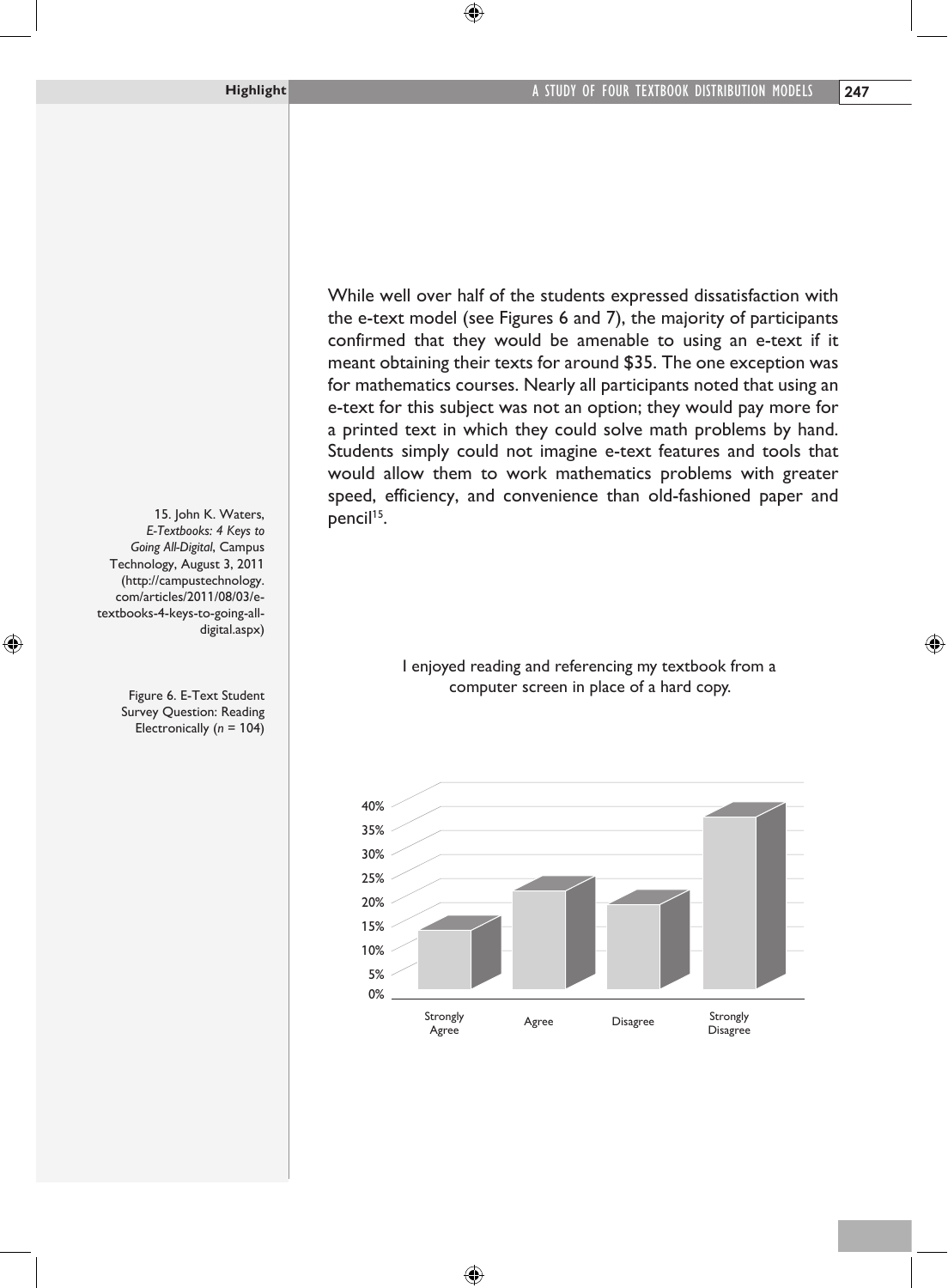While well over half of the students expressed dissatisfaction with the e-text model (see Figures 6 and 7), the majority of participants confirmed that they would be amenable to using an e-text if it meant obtaining their texts for around $35. The one exception was for mathematics courses. Nearly all participants noted that using an e-text for this subject was not an option; they would pay more for a printed text in which they could solve math problems by hand. Students simply could not imagine e-text features and tools that would allow them to work mathematics problems with greater speed, efficiency, and convenience than old-fashioned paper and pencil[15].

15. John K. Waters, *E-Textbooks: 4 Keys to Going All-Digital*, Campus Technology, August 3, 2011 (http://campustechnology.com/articles/2011/08/03/e-textbooks-4-keys-to-going-all-digital.aspx)

Figure 6. E-Text Student Survey Question: Reading Electronically (*n* = 104)

I enjoyed reading and referencing my textbook from a computer screen in place of a hard copy.

| Strongly Agree | Agree | Disagree | Strongly Disagree |
|---|---|---|---|
| ~12% | ~20% | ~17% | ~35% |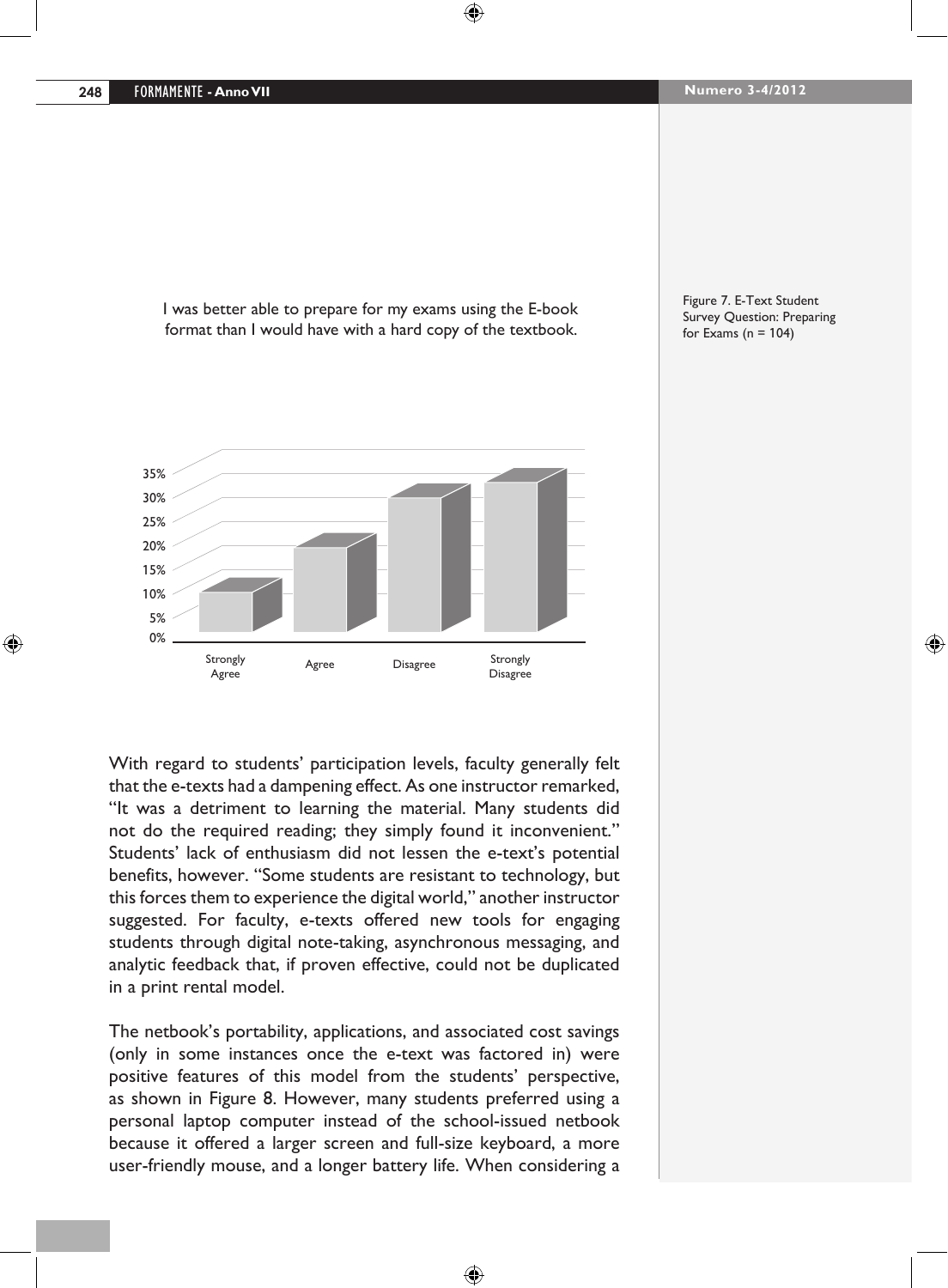I was better able to prepare for my exams using the E-book format than I would have with a hard copy of the textbook.

Figure 7. E-Text Student Survey Question: Preparing for Exams (n = 104)

With regard to students' participation levels, faculty generally felt that the e-texts had a dampening effect. As one instructor remarked, "It was a detriment to learning the material. Many students did not do the required reading; they simply found it inconvenient." Students' lack of enthusiasm did not lessen the e-text's potential benefits, however. "Some students are resistant to technology, but this forces them to experience the digital world," another instructor suggested. For faculty, e-texts offered new tools for engaging students through digital note-taking, asynchronous messaging, and analytic feedback that, if proven effective, could not be duplicated in a print rental model.

The netbook's portability, applications, and associated cost savings (only in some instances once the e-text was factored in) were positive features of this model from the students' perspective, as shown in Figure 8. However, many students preferred using a personal laptop computer instead of the school-issued netbook because it offered a larger screen and full-size keyboard, a more user-friendly mouse, and a longer battery life. When considering a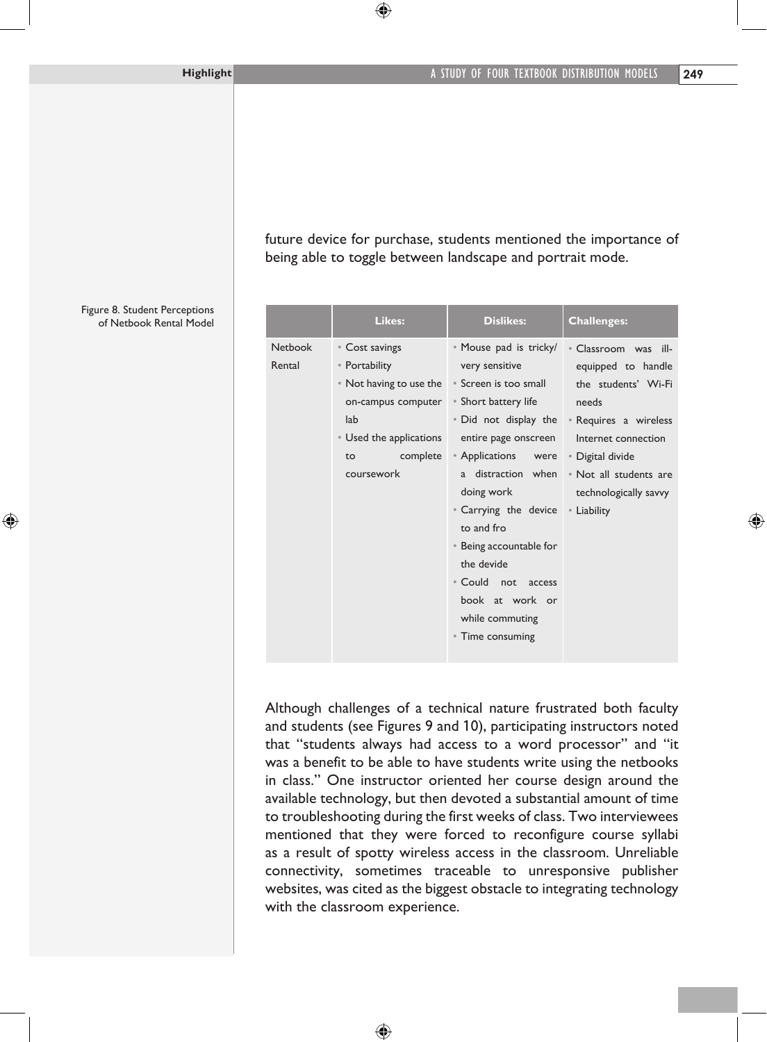future device for purchase, students mentioned the importance of being able to toggle between landscape and portrait mode.

Figure 8. Student Perceptions of Netbook Rental Model

| | Likes: | Dislikes: | Challenges: |
|---|---|---|---|
| Netbook Rental | • Cost savings<br>• Portability<br>• Not having to use the on-campus computer lab<br>• Used the applications to complete coursework | • Mouse pad is tricky/ very sensitive<br>• Screen is too small<br>• Short battery life<br>• Did not display the entire page onscreen<br>• Applications were a distraction when doing work<br>• Carrying the device to and fro<br>• Being accountable for the devide<br>• Could not access book at work or while commuting<br>• Time consuming | • Classroom was ill-equipped to handle the students' Wi-Fi needs<br>• Requires a wireless Internet connection<br>• Digital divide<br>• Not all students are technologically savvy<br>• Liability |

Although challenges of a technical nature frustrated both faculty and students (see Figures 9 and 10), participating instructors noted that "students always had access to a word processor" and "it was a benefit to be able to have students write using the netbooks in class." One instructor oriented her course design around the available technology, but then devoted a substantial amount of time to troubleshooting during the first weeks of class. Two interviewees mentioned that they were forced to reconfigure course syllabi as a result of spotty wireless access in the classroom. Unreliable connectivity, sometimes traceable to unresponsive publisher websites, was cited as the biggest obstacle to integrating technology with the classroom experience.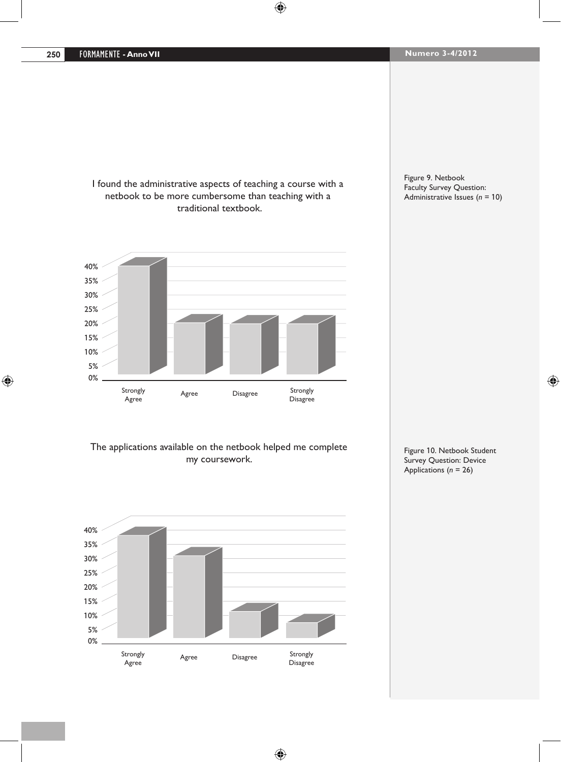I found the administrative aspects of teaching a course with a netbook to be more cumbersome than teaching with a traditional textbook.

Figure 9. Netbook Faculty Survey Question: Administrative Issues ($n$ = 10)

| Response | Percentage |
|---|---|
| Strongly Agree | 40% |
| Agree | 20% |
| Disagree | 20% |
| Strongly Disagree | 20% |

The applications available on the netbook helped me complete my coursework.

Figure 10. Netbook Student Survey Question: Device Applications ($n$ = 26)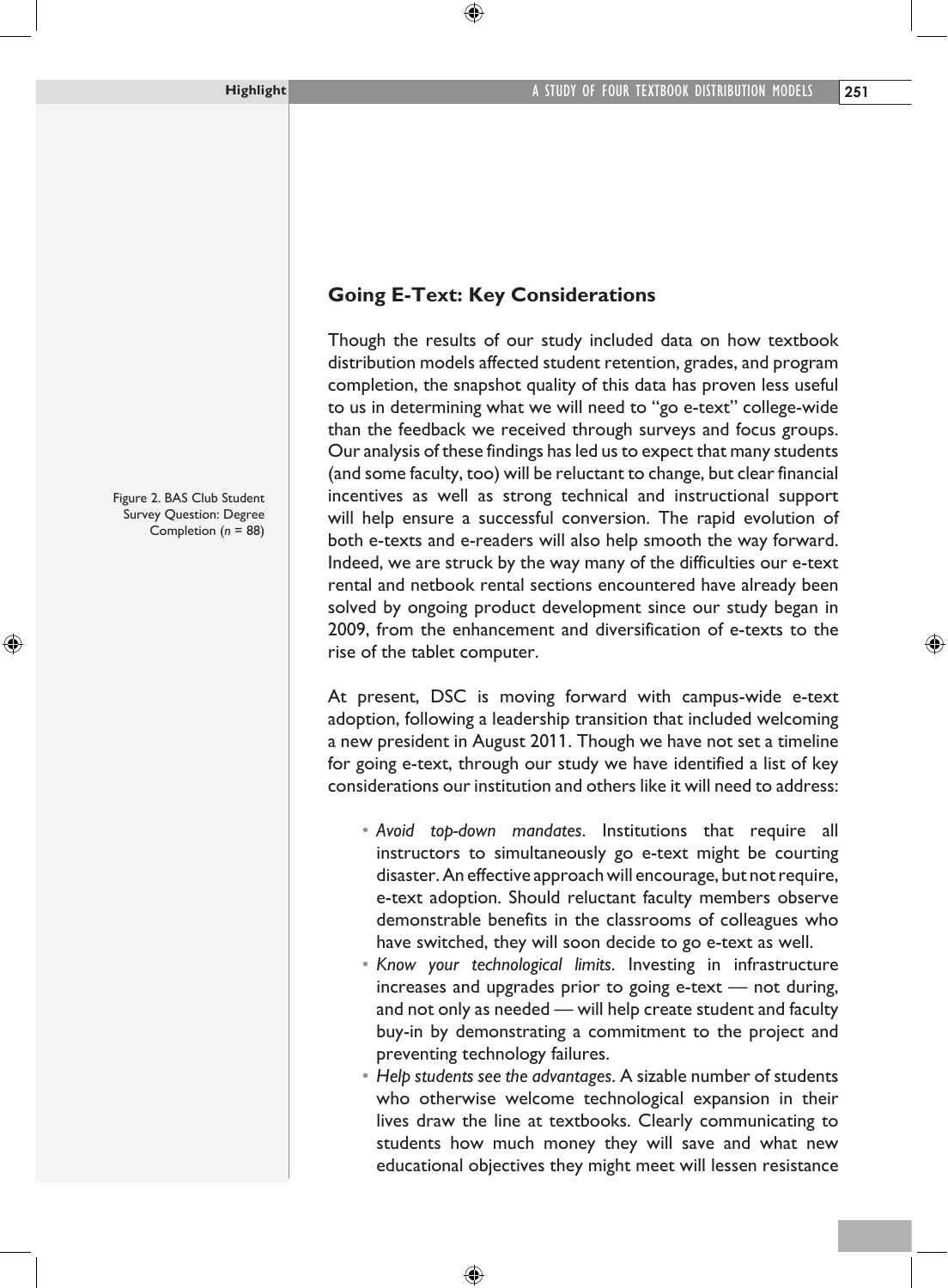Figure 2. BAS Club Student Survey Question: Degree Completion ($n$ = 88)

## Going E-Text: Key Considerations

Though the results of our study included data on how textbook distribution models affected student retention, grades, and program completion, the snapshot quality of this data has proven less useful to us in determining what we will need to "go e-text" college-wide than the feedback we received through surveys and focus groups. Our analysis of these findings has led us to expect that many students (and some faculty, too) will be reluctant to change, but clear financial incentives as well as strong technical and instructional support will help ensure a successful conversion. The rapid evolution of both e-texts and e-readers will also help smooth the way forward. Indeed, we are struck by the way many of the difficulties our e-text rental and netbook rental sections encountered have already been solved by ongoing product development since our study began in 2009, from the enhancement and diversification of e-texts to the rise of the tablet computer.

At present, DSC is moving forward with campus-wide e-text adoption, following a leadership transition that included welcoming a new president in August 2011. Though we have not set a timeline for going e-text, through our study we have identified a list of key considerations our institution and others like it will need to address:

- *Avoid top-down mandates.* Institutions that require all instructors to simultaneously go e-text might be courting disaster. An effective approach will encourage, but not require, e-text adoption. Should reluctant faculty members observe demonstrable benefits in the classrooms of colleagues who have switched, they will soon decide to go e-text as well.
- *Know your technological limits.* Investing in infrastructure increases and upgrades prior to going e-text — not during, and not only as needed — will help create student and faculty buy-in by demonstrating a commitment to the project and preventing technology failures.
- *Help students see the advantages.* A sizable number of students who otherwise welcome technological expansion in their lives draw the line at textbooks. Clearly communicating to students how much money they will save and what new educational objectives they might meet will lessen resistance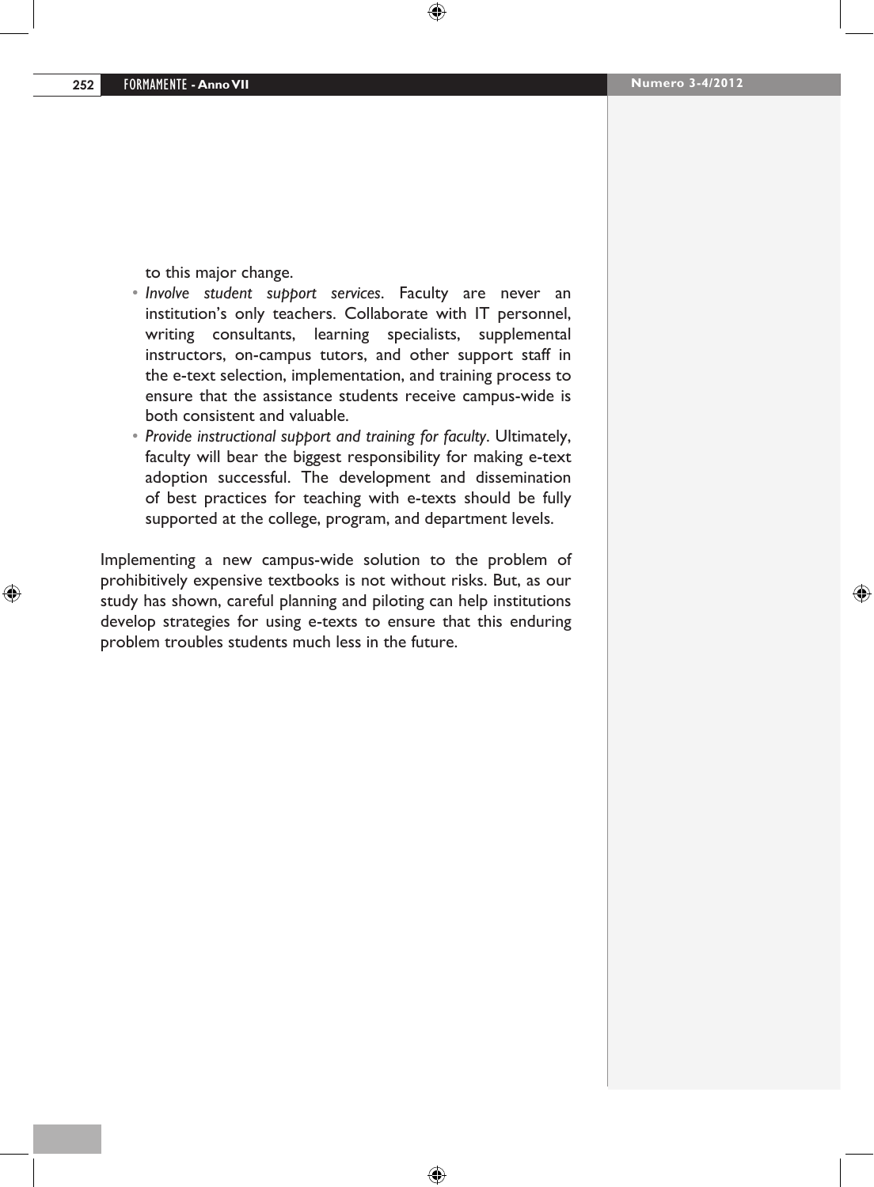to this major change.

- *Involve student support services.* Faculty are never an institution's only teachers. Collaborate with IT personnel, writing consultants, learning specialists, supplemental instructors, on-campus tutors, and other support staff in the e-text selection, implementation, and training process to ensure that the assistance students receive campus-wide is both consistent and valuable.
- *Provide instructional support and training for faculty*. Ultimately, faculty will bear the biggest responsibility for making e-text adoption successful. The development and dissemination of best practices for teaching with e-texts should be fully supported at the college, program, and department levels.

Implementing a new campus-wide solution to the problem of prohibitively expensive textbooks is not without risks. But, as our study has shown, careful planning and piloting can help institutions develop strategies for using e-texts to ensure that this enduring problem troubles students much less in the future.